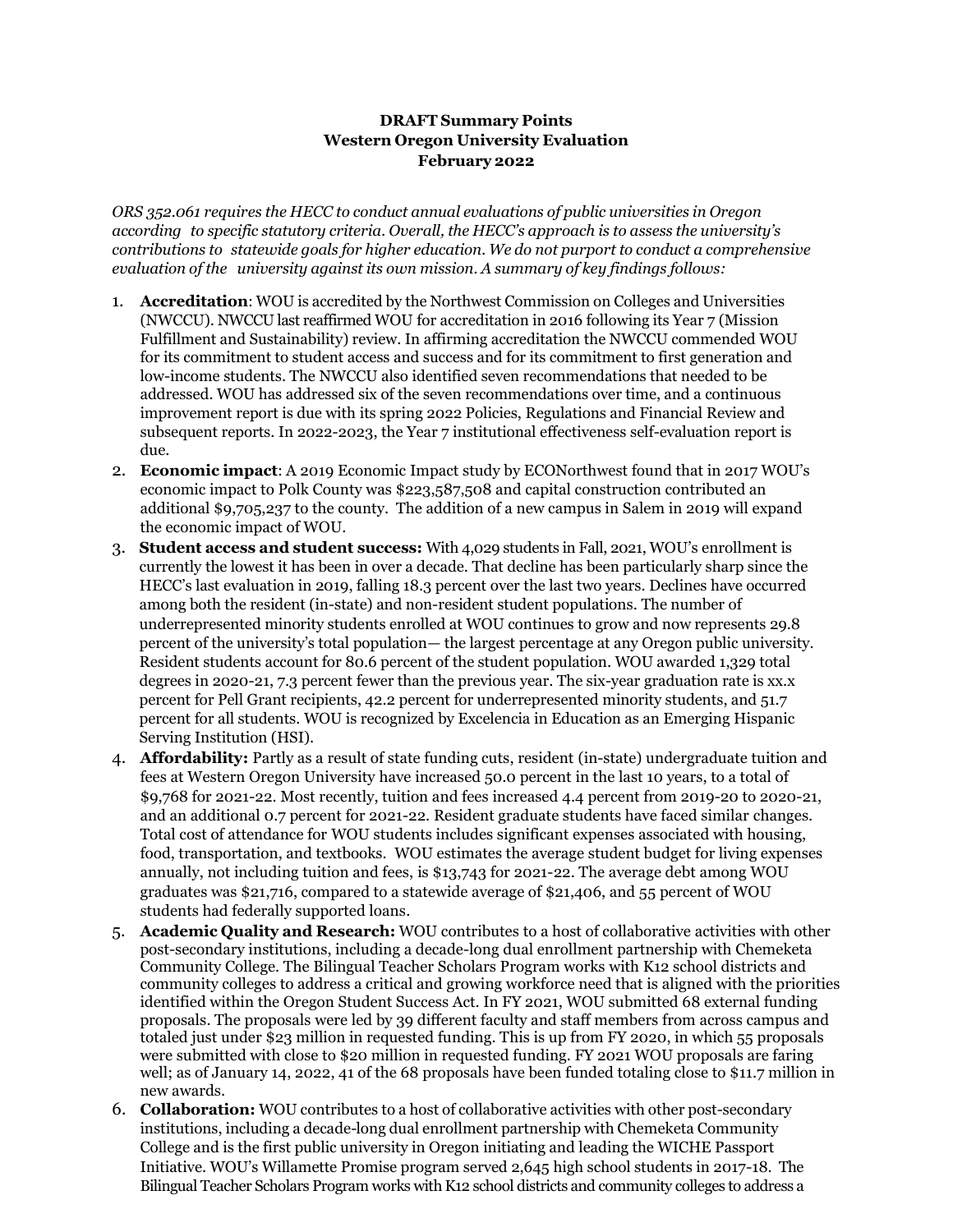**DRAFT Summary Points**
**Western Oregon University Evaluation**
**February 2022**

*ORS 352.061 requires the HECC to conduct annual evaluations of public universities in Oregon according to specific statutory criteria. Overall, the HECC's approach is to assess the university's contributions to statewide goals for higher education. We do not purport to conduct a comprehensive evaluation of the university against its own mission. A summary of key findings follows:*

1. **Accreditation**: WOU is accredited by the Northwest Commission on Colleges and Universities (NWCCU). NWCCU last reaffirmed WOU for accreditation in 2016 following its Year 7 (Mission Fulfillment and Sustainability) review. In affirming accreditation the NWCCU commended WOU for its commitment to student access and success and for its commitment to first generation and low-income students. The NWCCU also identified seven recommendations that needed to be addressed. WOU has addressed six of the seven recommendations over time, and a continuous improvement report is due with its spring 2022 Policies, Regulations and Financial Review and subsequent reports. In 2022-2023, the Year 7 institutional effectiveness self-evaluation report is due.
2. **Economic impact**: A 2019 Economic Impact study by ECONorthwest found that in 2017 WOU's economic impact to Polk County was $223,587,508 and capital construction contributed an additional $9,705,237 to the county. The addition of a new campus in Salem in 2019 will expand the economic impact of WOU.
3. **Student access and student success:** With 4,029 students in Fall, 2021, WOU's enrollment is currently the lowest it has been in over a decade. That decline has been particularly sharp since the HECC's last evaluation in 2019, falling 18.3 percent over the last two years. Declines have occurred among both the resident (in-state) and non-resident student populations. The number of underrepresented minority students enrolled at WOU continues to grow and now represents 29.8 percent of the university's total population— the largest percentage at any Oregon public university. Resident students account for 80.6 percent of the student population. WOU awarded 1,329 total degrees in 2020-21, 7.3 percent fewer than the previous year. The six-year graduation rate is xx.x percent for Pell Grant recipients, 42.2 percent for underrepresented minority students, and 51.7 percent for all students. WOU is recognized by Excelencia in Education as an Emerging Hispanic Serving Institution (HSI).
4. **Affordability:** Partly as a result of state funding cuts, resident (in-state) undergraduate tuition and fees at Western Oregon University have increased 50.0 percent in the last 10 years, to a total of $9,768 for 2021-22. Most recently, tuition and fees increased 4.4 percent from 2019-20 to 2020-21, and an additional 0.7 percent for 2021-22. Resident graduate students have faced similar changes. Total cost of attendance for WOU students includes significant expenses associated with housing, food, transportation, and textbooks. WOU estimates the average student budget for living expenses annually, not including tuition and fees, is $13,743 for 2021-22. The average debt among WOU graduates was $21,716, compared to a statewide average of $21,406, and 55 percent of WOU students had federally supported loans.
5. **Academic Quality and Research:** WOU contributes to a host of collaborative activities with other post-secondary institutions, including a decade-long dual enrollment partnership with Chemeketa Community College. The Bilingual Teacher Scholars Program works with K12 school districts and community colleges to address a critical and growing workforce need that is aligned with the priorities identified within the Oregon Student Success Act. In FY 2021, WOU submitted 68 external funding proposals. The proposals were led by 39 different faculty and staff members from across campus and totaled just under $23 million in requested funding. This is up from FY 2020, in which 55 proposals were submitted with close to $20 million in requested funding. FY 2021 WOU proposals are faring well; as of January 14, 2022, 41 of the 68 proposals have been funded totaling close to $11.7 million in new awards.
6. **Collaboration:** WOU contributes to a host of collaborative activities with other post-secondary institutions, including a decade-long dual enrollment partnership with Chemeketa Community College and is the first public university in Oregon initiating and leading the WICHE Passport Initiative. WOU's Willamette Promise program served 2,645 high school students in 2017-18. The Bilingual Teacher Scholars Program works with K12 school districts and community colleges to address a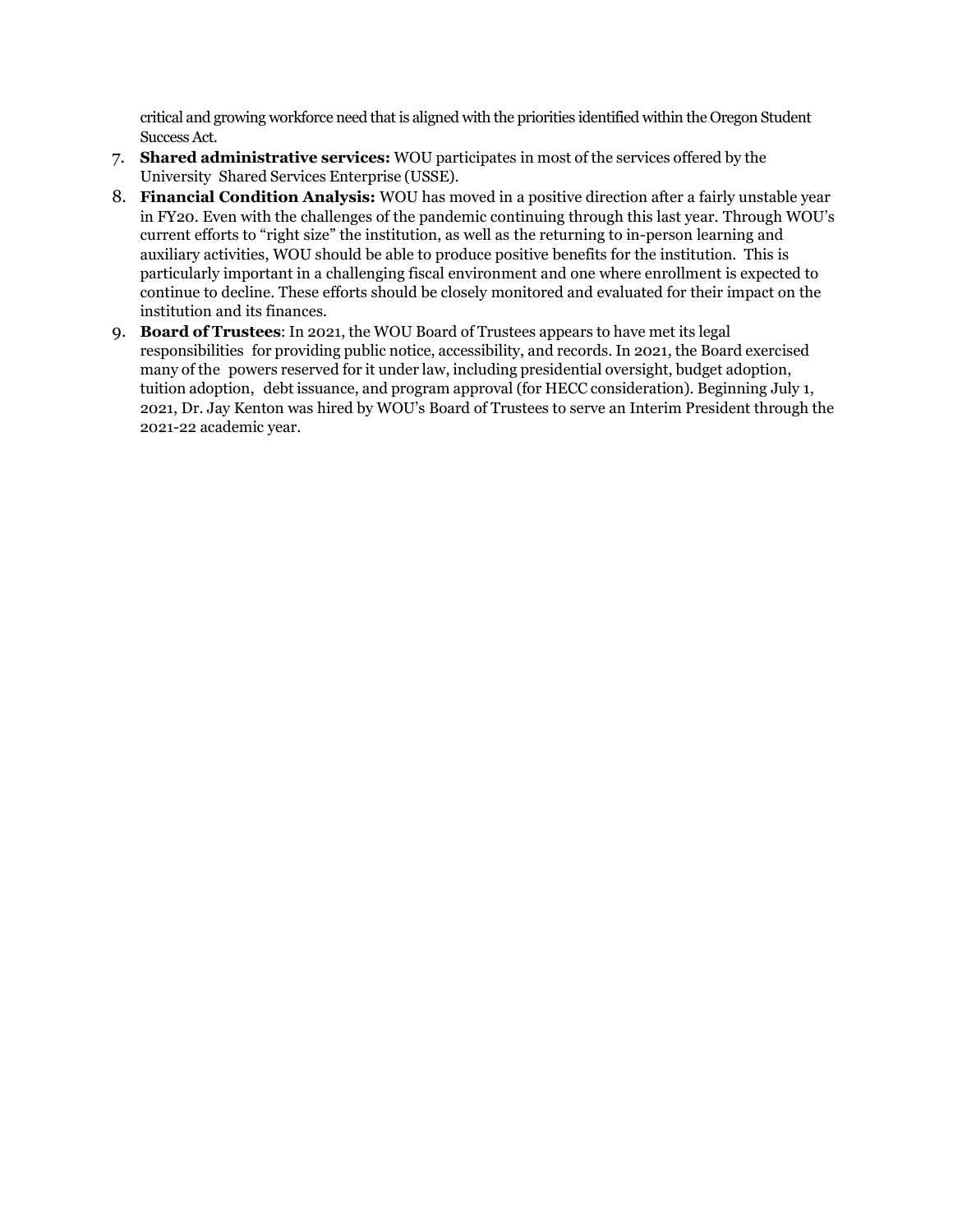critical and growing workforce need that is aligned with the priorities identified within the Oregon Student Success Act.

7. **Shared administrative services:** WOU participates in most of the services offered by the University Shared Services Enterprise (USSE).
8. **Financial Condition Analysis:** WOU has moved in a positive direction after a fairly unstable year in FY20. Even with the challenges of the pandemic continuing through this last year. Through WOU's current efforts to "right size" the institution, as well as the returning to in-person learning and auxiliary activities, WOU should be able to produce positive benefits for the institution. This is particularly important in a challenging fiscal environment and one where enrollment is expected to continue to decline. These efforts should be closely monitored and evaluated for their impact on the institution and its finances.
9. **Board of Trustees**: In 2021, the WOU Board of Trustees appears to have met its legal responsibilities for providing public notice, accessibility, and records. In 2021, the Board exercised many of the powers reserved for it under law, including presidential oversight, budget adoption, tuition adoption, debt issuance, and program approval (for HECC consideration). Beginning July 1, 2021, Dr. Jay Kenton was hired by WOU's Board of Trustees to serve an Interim President through the 2021-22 academic year.